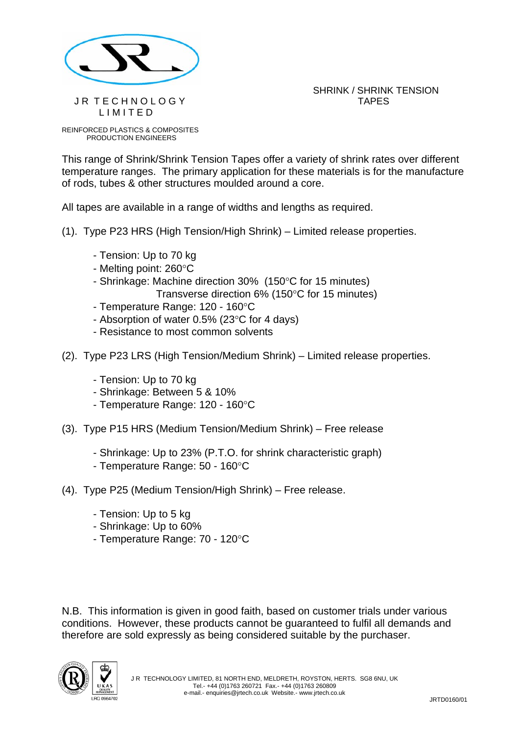J R TECHNOLOGY LIMITED

REINFORCED PLASTICS & COMPOSITES PRODUCTION ENGINEERS

# SHRINK / SHRINK TENSION TAPES

This range of Shrink/Shrink Tension Tapes offer a variety of shrink rates over different temperature ranges. The primary application for these materials is for the manufacture of rods, tubes & other structures moulded around a core.

All tapes are available in a range of widths and lengths as required.

(1). Type P23 HRS (High Tension/High Shrink) – Limited release properties.

- Tension: Up to 70 kg
- Melting point: 260°C
- Shrinkage: Machine direction 30% (150°C for 15 minutes)
  Transverse direction 6% (150°C for 15 minutes)
- Temperature Range: 120 - 160°C
- Absorption of water 0.5% (23°C for 4 days)
- Resistance to most common solvents

(2). Type P23 LRS (High Tension/Medium Shrink) – Limited release properties.

- Tension: Up to 70 kg
- Shrinkage: Between 5 & 10%
- Temperature Range: 120 - 160°C

(3). Type P15 HRS (Medium Tension/Medium Shrink) – Free release

- Shrinkage: Up to 23% (P.T.O. for shrink characteristic graph)
- Temperature Range: 50 - 160°C

(4). Type P25 (Medium Tension/High Shrink) – Free release.

- Tension: Up to 5 kg
- Shrinkage: Up to 60%
- Temperature Range: 70 - 120°C

N.B. This information is given in good faith, based on customer trials under various conditions. However, these products cannot be guaranteed to fulfil all demands and therefore are sold expressly as being considered suitable by the purchaser.

LRQ 0964702

J R TECHNOLOGY LIMITED, 81 NORTH END, MELDRETH, ROYSTON, HERTS. SG8 6NU, UK
Tel.- +44 (0)1763 260721 Fax.- +44 (0)1763 260809
e-mail.- enquiries@jrtech.co.uk Website.- www.jrtech.co.uk

JRTD0160/01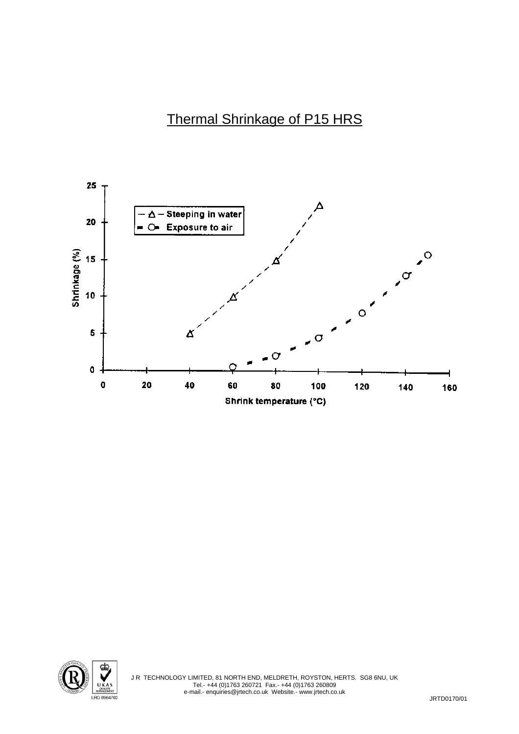# Thermal Shrinkage of P15 HRS

Shrinkage (%)

25

20

15

10

5

0

0 20 40 60 80 100 120 140 160

Shrink temperature (°C)

– Δ – Steeping in water

▬ O▬ Exposure to air

J R TECHNOLOGY LIMITED, 81 NORTH END, MELDRETH, ROYSTON, HERTS. SG8 6NU, UK
Tel.- +44 (0)1763 260721 Fax.- +44 (0)1763 260809
e-mail.- enquiries@jrtech.co.uk Website.- www.jrtech.co.uk

LRQ 0964702

JRTD0170/01